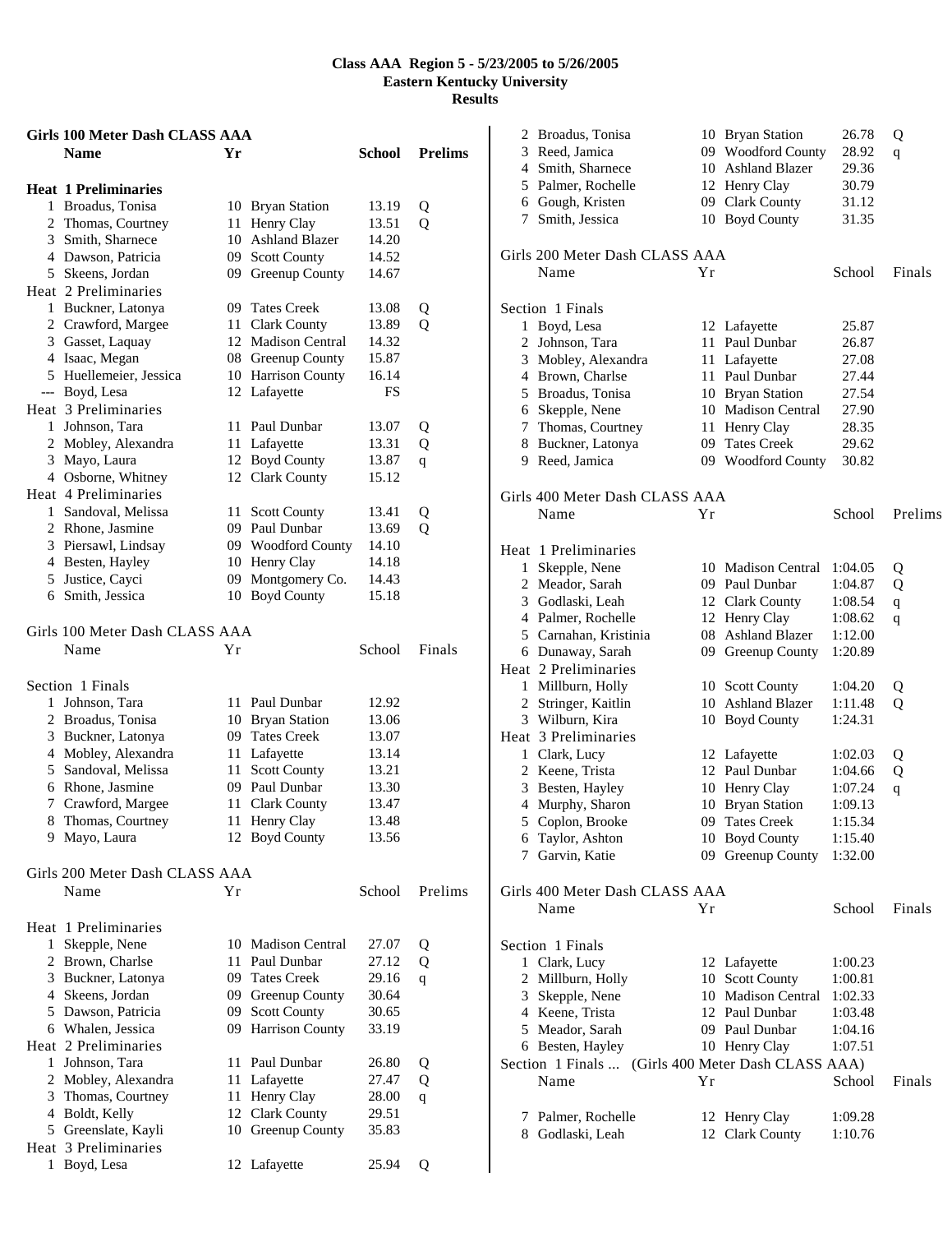**Class AAA Region 5 - 5/23/2005 to 5/26/2005**
**Eastern Kentucky University**
**Results**

### Girls 100 Meter Dash CLASS AAA

| | Name | Yr | School | Prelims | |
|---|---|---|---|---|---|
| **Heat 1 Preliminaries** | | | | | |
| 1 | Broadus, Tonisa | 10 | Bryan Station | 13.19 | Q |
| 2 | Thomas, Courtney | 11 | Henry Clay | 13.51 | Q |
| 3 | Smith, Sharnece | 10 | Ashland Blazer | 14.20 | |
| 4 | Dawson, Patricia | 09 | Scott County | 14.52 | |
| 5 | Skeens, Jordan | 09 | Greenup County | 14.67 | |
| Heat 2 Preliminaries | | | | | |
| 1 | Buckner, Latonya | 09 | Tates Creek | 13.08 | Q |
| 2 | Crawford, Margee | 11 | Clark County | 13.89 | Q |
| 3 | Gasset, Laquay | 12 | Madison Central | 14.32 | |
| 4 | Isaac, Megan | 08 | Greenup County | 15.87 | |
| 5 | Huellemeier, Jessica | 10 | Harrison County | 16.14 | |
| --- | Boyd, Lesa | 12 | Lafayette | FS | |
| Heat 3 Preliminaries | | | | | |
| 1 | Johnson, Tara | 11 | Paul Dunbar | 13.07 | Q |
| 2 | Mobley, Alexandra | 11 | Lafayette | 13.31 | Q |
| 3 | Mayo, Laura | 12 | Boyd County | 13.87 | q |
| 4 | Osborne, Whitney | 12 | Clark County | 15.12 | |
| Heat 4 Preliminaries | | | | | |
| 1 | Sandoval, Melissa | 11 | Scott County | 13.41 | Q |
| 2 | Rhone, Jasmine | 09 | Paul Dunbar | 13.69 | Q |
| 3 | Piersawl, Lindsay | 09 | Woodford County | 14.10 | |
| 4 | Besten, Hayley | 10 | Henry Clay | 14.18 | |
| 5 | Justice, Cayci | 09 | Montgomery Co. | 14.43 | |
| 6 | Smith, Jessica | 10 | Boyd County | 15.18 | |

### Girls 100 Meter Dash CLASS AAA

| | Name | Yr | School | Finals |
|---|---|---|---|---|
| Section 1 Finals | | | | |
| 1 | Johnson, Tara | 11 | Paul Dunbar | 12.92 |
| 2 | Broadus, Tonisa | 10 | Bryan Station | 13.06 |
| 3 | Buckner, Latonya | 09 | Tates Creek | 13.07 |
| 4 | Mobley, Alexandra | 11 | Lafayette | 13.14 |
| 5 | Sandoval, Melissa | 11 | Scott County | 13.21 |
| 6 | Rhone, Jasmine | 09 | Paul Dunbar | 13.30 |
| 7 | Crawford, Margee | 11 | Clark County | 13.47 |
| 8 | Thomas, Courtney | 11 | Henry Clay | 13.48 |
| 9 | Mayo, Laura | 12 | Boyd County | 13.56 |

### Girls 200 Meter Dash CLASS AAA

| | Name | Yr | School | Prelims | |
|---|---|---|---|---|---|
| Heat 1 Preliminaries | | | | | |
| 1 | Skepple, Nene | 10 | Madison Central | 27.07 | Q |
| 2 | Brown, Charlse | 11 | Paul Dunbar | 27.12 | Q |
| 3 | Buckner, Latonya | 09 | Tates Creek | 29.16 | q |
| 4 | Skeens, Jordan | 09 | Greenup County | 30.64 | |
| 5 | Dawson, Patricia | 09 | Scott County | 30.65 | |
| 6 | Whalen, Jessica | 09 | Harrison County | 33.19 | |
| Heat 2 Preliminaries | | | | | |
| 1 | Johnson, Tara | 11 | Paul Dunbar | 26.80 | Q |
| 2 | Mobley, Alexandra | 11 | Lafayette | 27.47 | Q |
| 3 | Thomas, Courtney | 11 | Henry Clay | 28.00 | q |
| 4 | Boldt, Kelly | 12 | Clark County | 29.51 | |
| 5 | Greenslate, Kayli | 10 | Greenup County | 35.83 | |
| Heat 3 Preliminaries | | | | | |
| 1 | Boyd, Lesa | 12 | Lafayette | 25.94 | Q |
| 2 | Broadus, Tonisa | 10 | Bryan Station | 26.78 | Q |
| 3 | Reed, Jamica | 09 | Woodford County | 28.92 | q |
| 4 | Smith, Sharnece | 10 | Ashland Blazer | 29.36 | |
| 5 | Palmer, Rochelle | 12 | Henry Clay | 30.79 | |
| 6 | Gough, Kristen | 09 | Clark County | 31.12 | |
| 7 | Smith, Jessica | 10 | Boyd County | 31.35 | |

### Girls 200 Meter Dash CLASS AAA

| | Name | Yr | School | Finals |
|---|---|---|---|---|
| Section 1 Finals | | | | |
| 1 | Boyd, Lesa | 12 | Lafayette | 25.87 |
| 2 | Johnson, Tara | 11 | Paul Dunbar | 26.87 |
| 3 | Mobley, Alexandra | 11 | Lafayette | 27.08 |
| 4 | Brown, Charlse | 11 | Paul Dunbar | 27.44 |
| 5 | Broadus, Tonisa | 10 | Bryan Station | 27.54 |
| 6 | Skepple, Nene | 10 | Madison Central | 27.90 |
| 7 | Thomas, Courtney | 11 | Henry Clay | 28.35 |
| 8 | Buckner, Latonya | 09 | Tates Creek | 29.62 |
| 9 | Reed, Jamica | 09 | Woodford County | 30.82 |

### Girls 400 Meter Dash CLASS AAA

| | Name | Yr | School | Prelims | |
|---|---|---|---|---|---|
| Heat 1 Preliminaries | | | | | |
| 1 | Skepple, Nene | 10 | Madison Central | 1:04.05 | Q |
| 2 | Meador, Sarah | 09 | Paul Dunbar | 1:04.87 | Q |
| 3 | Godlaski, Leah | 12 | Clark County | 1:08.54 | q |
| 4 | Palmer, Rochelle | 12 | Henry Clay | 1:08.62 | q |
| 5 | Carnahan, Kristinia | 08 | Ashland Blazer | 1:12.00 | |
| 6 | Dunaway, Sarah | 09 | Greenup County | 1:20.89 | |
| Heat 2 Preliminaries | | | | | |
| 1 | Millburn, Holly | 10 | Scott County | 1:04.20 | Q |
| 2 | Stringer, Kaitlin | 10 | Ashland Blazer | 1:11.48 | Q |
| 3 | Wilburn, Kira | 10 | Boyd County | 1:24.31 | |
| Heat 3 Preliminaries | | | | | |
| 1 | Clark, Lucy | 12 | Lafayette | 1:02.03 | Q |
| 2 | Keene, Trista | 12 | Paul Dunbar | 1:04.66 | Q |
| 3 | Besten, Hayley | 10 | Henry Clay | 1:07.24 | q |
| 4 | Murphy, Sharon | 10 | Bryan Station | 1:09.13 | |
| 5 | Coplon, Brooke | 09 | Tates Creek | 1:15.34 | |
| 6 | Taylor, Ashton | 10 | Boyd County | 1:15.40 | |
| 7 | Garvin, Katie | 09 | Greenup County | 1:32.00 | |

### Girls 400 Meter Dash CLASS AAA

| | Name | Yr | School | Finals |
|---|---|---|---|---|
| Section 1 Finals | | | | |
| 1 | Clark, Lucy | 12 | Lafayette | 1:00.23 |
| 2 | Millburn, Holly | 10 | Scott County | 1:00.81 |
| 3 | Skepple, Nene | 10 | Madison Central | 1:02.33 |
| 4 | Keene, Trista | 12 | Paul Dunbar | 1:03.48 |
| 5 | Meador, Sarah | 09 | Paul Dunbar | 1:04.16 |
| 6 | Besten, Hayley | 10 | Henry Clay | 1:07.51 |
| 7 | Palmer, Rochelle | 12 | Henry Clay | 1:09.28 |
| 8 | Godlaski, Leah | 12 | Clark County | 1:10.76 |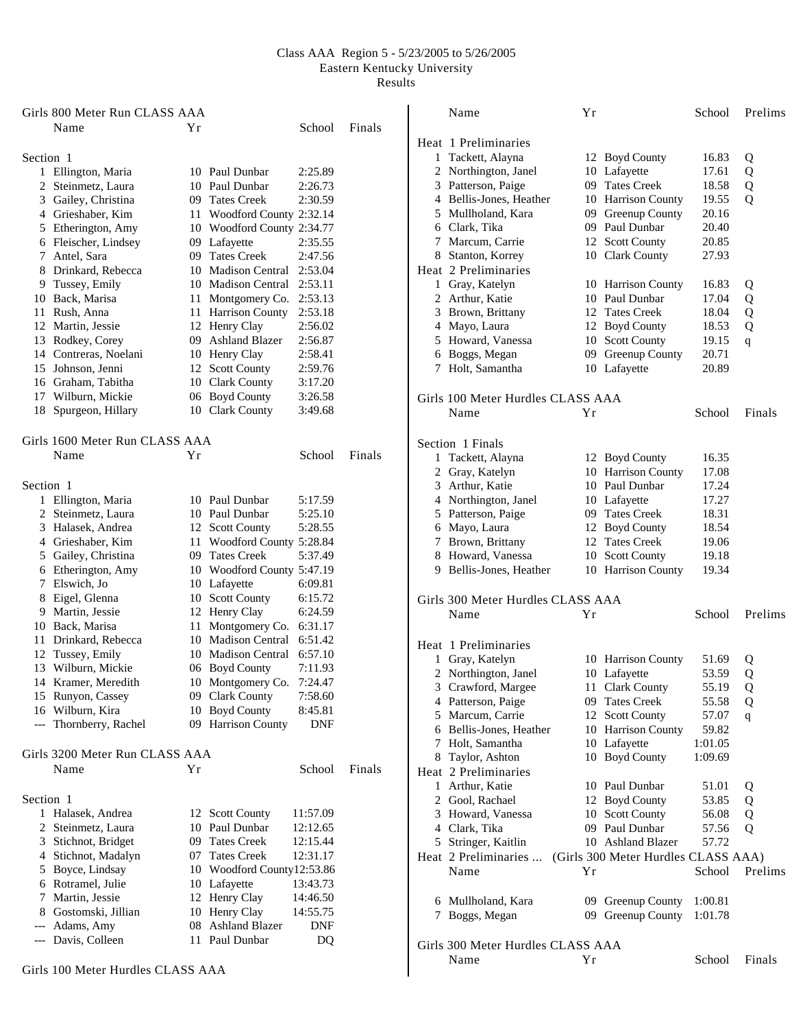Class AAA Region 5 - 5/23/2005 to 5/26/2005
Eastern Kentucky University
Results

## Girls 800 Meter Run CLASS AAA

| | Name | Yr | School | Finals |
|---|---|---|---|---|
| **Section 1** | | | | |
| 1 | Ellington, Maria | 10 | Paul Dunbar | 2:25.89 |
| 2 | Steinmetz, Laura | 10 | Paul Dunbar | 2:26.73 |
| 3 | Gailey, Christina | 09 | Tates Creek | 2:30.59 |
| 4 | Grieshaber, Kim | 11 | Woodford County | 2:32.14 |
| 5 | Etherington, Amy | 10 | Woodford County | 2:34.77 |
| 6 | Fleischer, Lindsey | 09 | Lafayette | 2:35.55 |
| 7 | Antel, Sara | 09 | Tates Creek | 2:47.56 |
| 8 | Drinkard, Rebecca | 10 | Madison Central | 2:53.04 |
| 9 | Tussey, Emily | 10 | Madison Central | 2:53.11 |
| 10 | Back, Marisa | 11 | Montgomery Co. | 2:53.13 |
| 11 | Rush, Anna | 11 | Harrison County | 2:53.18 |
| 12 | Martin, Jessie | 12 | Henry Clay | 2:56.02 |
| 13 | Rodkey, Corey | 09 | Ashland Blazer | 2:56.87 |
| 14 | Contreras, Noelani | 10 | Henry Clay | 2:58.41 |
| 15 | Johnson, Jenni | 12 | Scott County | 2:59.76 |
| 16 | Graham, Tabitha | 10 | Clark County | 3:17.20 |
| 17 | Wilburn, Mickie | 06 | Boyd County | 3:26.58 |
| 18 | Spurgeon, Hillary | 10 | Clark County | 3:49.68 |

## Girls 1600 Meter Run CLASS AAA

| | Name | Yr | School | Finals |
|---|---|---|---|---|
| **Section 1** | | | | |
| 1 | Ellington, Maria | 10 | Paul Dunbar | 5:17.59 |
| 2 | Steinmetz, Laura | 10 | Paul Dunbar | 5:25.10 |
| 3 | Halasek, Andrea | 12 | Scott County | 5:28.55 |
| 4 | Grieshaber, Kim | 11 | Woodford County | 5:28.84 |
| 5 | Gailey, Christina | 09 | Tates Creek | 5:37.49 |
| 6 | Etherington, Amy | 10 | Woodford County | 5:47.19 |
| 7 | Elswich, Jo | 10 | Lafayette | 6:09.81 |
| 8 | Eigel, Glenna | 10 | Scott County | 6:15.72 |
| 9 | Martin, Jessie | 12 | Henry Clay | 6:24.59 |
| 10 | Back, Marisa | 11 | Montgomery Co. | 6:31.17 |
| 11 | Drinkard, Rebecca | 10 | Madison Central | 6:51.42 |
| 12 | Tussey, Emily | 10 | Madison Central | 6:57.10 |
| 13 | Wilburn, Mickie | 06 | Boyd County | 7:11.93 |
| 14 | Kramer, Meredith | 10 | Montgomery Co. | 7:24.47 |
| 15 | Runyon, Cassey | 09 | Clark County | 7:58.60 |
| 16 | Wilburn, Kira | 10 | Boyd County | 8:45.81 |
| --- | Thornberry, Rachel | 09 | Harrison County | DNF |

## Girls 3200 Meter Run CLASS AAA

| | Name | Yr | School | Finals |
|---|---|---|---|---|
| **Section 1** | | | | |
| 1 | Halasek, Andrea | 12 | Scott County | 11:57.09 |
| 2 | Steinmetz, Laura | 10 | Paul Dunbar | 12:12.65 |
| 3 | Stichnot, Bridget | 09 | Tates Creek | 12:15.44 |
| 4 | Stichnot, Madalyn | 07 | Tates Creek | 12:31.17 |
| 5 | Boyce, Lindsay | 10 | Woodford County | 12:53.86 |
| 6 | Rotramel, Julie | 10 | Lafayette | 13:43.73 |
| 7 | Martin, Jessie | 12 | Henry Clay | 14:46.50 |
| 8 | Gostomski, Jillian | 10 | Henry Clay | 14:55.75 |
| --- | Adams, Amy | 08 | Ashland Blazer | DNF |
| --- | Davis, Colleen | 11 | Paul Dunbar | DQ |

## Girls 100 Meter Hurdles CLASS AAA

| | Name | Yr | School | Prelims | |
|---|---|---|---|---|---|
| **Heat 1 Preliminaries** | | | | | |
| 1 | Tackett, Alayna | 12 | Boyd County | 16.83 | Q |
| 2 | Northington, Janel | 10 | Lafayette | 17.61 | Q |
| 3 | Patterson, Paige | 09 | Tates Creek | 18.58 | Q |
| 4 | Bellis-Jones, Heather | 10 | Harrison County | 19.55 | Q |
| 5 | Mullholand, Kara | 09 | Greenup County | 20.16 | |
| 6 | Clark, Tika | 09 | Paul Dunbar | 20.40 | |
| 7 | Marcum, Carrie | 12 | Scott County | 20.85 | |
| 8 | Stanton, Korrey | 10 | Clark County | 27.93 | |
| **Heat 2 Preliminaries** | | | | | |
| 1 | Gray, Katelyn | 10 | Harrison County | 16.83 | Q |
| 2 | Arthur, Katie | 10 | Paul Dunbar | 17.04 | Q |
| 3 | Brown, Brittany | 12 | Tates Creek | 18.04 | Q |
| 4 | Mayo, Laura | 12 | Boyd County | 18.53 | Q |
| 5 | Howard, Vanessa | 10 | Scott County | 19.15 | q |
| 6 | Boggs, Megan | 09 | Greenup County | 20.71 | |
| 7 | Holt, Samantha | 10 | Lafayette | 20.89 | |

## Girls 100 Meter Hurdles CLASS AAA

| | Name | Yr | School | Finals |
|---|---|---|---|---|
| **Section 1 Finals** | | | | |
| 1 | Tackett, Alayna | 12 | Boyd County | 16.35 |
| 2 | Gray, Katelyn | 10 | Harrison County | 17.08 |
| 3 | Arthur, Katie | 10 | Paul Dunbar | 17.24 |
| 4 | Northington, Janel | 10 | Lafayette | 17.27 |
| 5 | Patterson, Paige | 09 | Tates Creek | 18.31 |
| 6 | Mayo, Laura | 12 | Boyd County | 18.54 |
| 7 | Brown, Brittany | 12 | Tates Creek | 19.06 |
| 8 | Howard, Vanessa | 10 | Scott County | 19.18 |
| 9 | Bellis-Jones, Heather | 10 | Harrison County | 19.34 |

## Girls 300 Meter Hurdles CLASS AAA

| | Name | Yr | School | Prelims | |
|---|---|---|---|---|---|
| **Heat 1 Preliminaries** | | | | | |
| 1 | Gray, Katelyn | 10 | Harrison County | 51.69 | Q |
| 2 | Northington, Janel | 10 | Lafayette | 53.59 | Q |
| 3 | Crawford, Margee | 11 | Clark County | 55.19 | Q |
| 4 | Patterson, Paige | 09 | Tates Creek | 55.58 | Q |
| 5 | Marcum, Carrie | 12 | Scott County | 57.07 | q |
| 6 | Bellis-Jones, Heather | 10 | Harrison County | 59.82 | |
| 7 | Holt, Samantha | 10 | Lafayette | 1:01.05 | |
| 8 | Taylor, Ashton | 10 | Boyd County | 1:09.69 | |
| **Heat 2 Preliminaries** | | | | | |
| 1 | Arthur, Katie | 10 | Paul Dunbar | 51.01 | Q |
| 2 | Gool, Rachael | 12 | Boyd County | 53.85 | Q |
| 3 | Howard, Vanessa | 10 | Scott County | 56.08 | Q |
| 4 | Clark, Tika | 09 | Paul Dunbar | 57.56 | Q |
| 5 | Stringer, Kaitlin | 10 | Ashland Blazer | 57.72 | |
| 6 | Mullholand, Kara | 09 | Greenup County | 1:00.81 | |
| 7 | Boggs, Megan | 09 | Greenup County | 1:01.78 | |

## Girls 300 Meter Hurdles CLASS AAA

| | Name | Yr | School | Finals |
|---|---|---|---|---|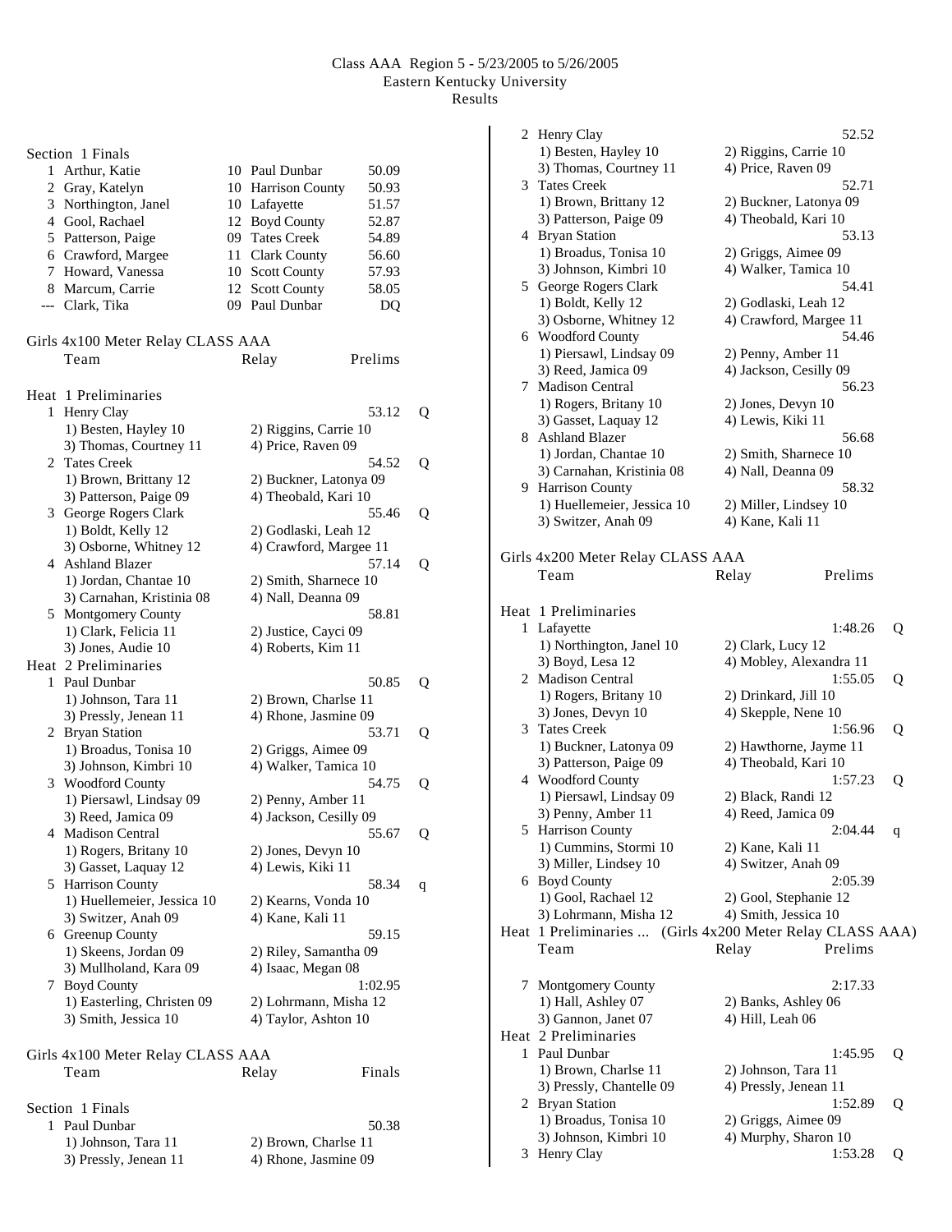Class AAA Region 5 - 5/23/2005 to 5/26/2005
Eastern Kentucky University
Results

Section 1 Finals

| | | | | |
|---|---|---|---|---|
| 1 | Arthur, Katie | 10 | Paul Dunbar | 50.09 |
| 2 | Gray, Katelyn | 10 | Harrison County | 50.93 |
| 3 | Northington, Janel | 10 | Lafayette | 51.57 |
| 4 | Gool, Rachael | 12 | Boyd County | 52.87 |
| 5 | Patterson, Paige | 09 | Tates Creek | 54.89 |
| 6 | Crawford, Margee | 11 | Clark County | 56.60 |
| 7 | Howard, Vanessa | 10 | Scott County | 57.93 |
| 8 | Marcum, Carrie | 12 | Scott County | 58.05 |
| --- | Clark, Tika | 09 | Paul Dunbar | DQ |

## Girls 4x100 Meter Relay CLASS AAA

Team Relay Prelims

Heat 1 Preliminaries

1 Henry Clay 53.12 Q
1) Besten, Hayley 10 2) Riggins, Carrie 10
3) Thomas, Courtney 11 4) Price, Raven 09

2 Tates Creek 54.52 Q
1) Brown, Brittany 12 2) Buckner, Latonya 09
3) Patterson, Paige 09 4) Theobald, Kari 10

3 George Rogers Clark 55.46 Q
1) Boldt, Kelly 12 2) Godlaski, Leah 12
3) Osborne, Whitney 12 4) Crawford, Margee 11

4 Ashland Blazer 57.14 Q
1) Jordan, Chantae 10 2) Smith, Sharnece 10
3) Carnahan, Kristinia 08 4) Nall, Deanna 09

5 Montgomery County 58.81
1) Clark, Felicia 11 2) Justice, Cayci 09
3) Jones, Audie 10 4) Roberts, Kim 11

Heat 2 Preliminaries

1 Paul Dunbar 50.85 Q
1) Johnson, Tara 11 2) Brown, Charlse 11
3) Pressly, Jenean 11 4) Rhone, Jasmine 09

2 Bryan Station 53.71 Q
1) Broadus, Tonisa 10 2) Griggs, Aimee 09
3) Johnson, Kimbri 10 4) Walker, Tamica 10

3 Woodford County 54.75 Q
1) Piersawl, Lindsay 09 2) Penny, Amber 11
3) Reed, Jamica 09 4) Jackson, Cesilly 09

4 Madison Central 55.67 Q
1) Rogers, Britany 10 2) Jones, Devyn 10
3) Gasset, Laquay 12 4) Lewis, Kiki 11

5 Harrison County 58.34 q
1) Huellemeier, Jessica 10 2) Kearns, Vonda 10
3) Switzer, Anah 09 4) Kane, Kali 11

6 Greenup County 59.15
1) Skeens, Jordan 09 2) Riley, Samantha 09
3) Mullholand, Kara 09 4) Isaac, Megan 08

7 Boyd County 1:02.95
1) Easterling, Christen 09 2) Lohrmann, Misha 12
3) Smith, Jessica 10 4) Taylor, Ashton 10

## Girls 4x100 Meter Relay CLASS AAA

Team Relay Finals

Section 1 Finals

1 Paul Dunbar 50.38
1) Johnson, Tara 11 2) Brown, Charlse 11
3) Pressly, Jenean 11 4) Rhone, Jasmine 09

2 Henry Clay 52.52
1) Besten, Hayley 10 2) Riggins, Carrie 10
3) Thomas, Courtney 11 4) Price, Raven 09

3 Tates Creek 52.71
1) Brown, Brittany 12 2) Buckner, Latonya 09
3) Patterson, Paige 09 4) Theobald, Kari 10

4 Bryan Station 53.13
1) Broadus, Tonisa 10 2) Griggs, Aimee 09
3) Johnson, Kimbri 10 4) Walker, Tamica 10

5 George Rogers Clark 54.41
1) Boldt, Kelly 12 2) Godlaski, Leah 12
3) Osborne, Whitney 12 4) Crawford, Margee 11

6 Woodford County 54.46
1) Piersawl, Lindsay 09 2) Penny, Amber 11
3) Reed, Jamica 09 4) Jackson, Cesilly 09

7 Madison Central 56.23
1) Rogers, Britany 10 2) Jones, Devyn 10
3) Gasset, Laquay 12 4) Lewis, Kiki 11

8 Ashland Blazer 56.68
1) Jordan, Chantae 10 2) Smith, Sharnece 10
3) Carnahan, Kristinia 08 4) Nall, Deanna 09

9 Harrison County 58.32
1) Huellemeier, Jessica 10 2) Miller, Lindsey 10
3) Switzer, Anah 09 4) Kane, Kali 11

## Girls 4x200 Meter Relay CLASS AAA

Team Relay Prelims

Heat 1 Preliminaries

1 Lafayette 1:48.26 Q
1) Northington, Janel 10 2) Clark, Lucy 12
3) Boyd, Lesa 12 4) Mobley, Alexandra 11

2 Madison Central 1:55.05 Q
1) Rogers, Britany 10 2) Drinkard, Jill 10
3) Jones, Devyn 10 4) Skepple, Nene 10

3 Tates Creek 1:56.96 Q
1) Buckner, Latonya 09 2) Hawthorne, Jayme 11
3) Patterson, Paige 09 4) Theobald, Kari 10

4 Woodford County 1:57.23 Q
1) Piersawl, Lindsay 09 2) Black, Randi 12
3) Penny, Amber 11 4) Reed, Jamica 09

5 Harrison County 2:04.44 q
1) Cummins, Stormi 10 2) Kane, Kali 11
3) Miller, Lindsey 10 4) Switzer, Anah 09

6 Boyd County 2:05.39
1) Gool, Rachael 12 2) Gool, Stephanie 12
3) Lohrmann, Misha 12 4) Smith, Jessica 10

Heat 1 Preliminaries ... (Girls 4x200 Meter Relay CLASS AAA)

Team Relay Prelims

7 Montgomery County 2:17.33
1) Hall, Ashley 07 2) Banks, Ashley 06
3) Gannon, Janet 07 4) Hill, Leah 06

Heat 2 Preliminaries

1 Paul Dunbar 1:45.95 Q
1) Brown, Charlse 11 2) Johnson, Tara 11
3) Pressly, Chantelle 09 4) Pressly, Jenean 11

2 Bryan Station 1:52.89 Q
1) Broadus, Tonisa 10 2) Griggs, Aimee 09
3) Johnson, Kimbri 10 4) Murphy, Sharon 10

3 Henry Clay 1:53.28 Q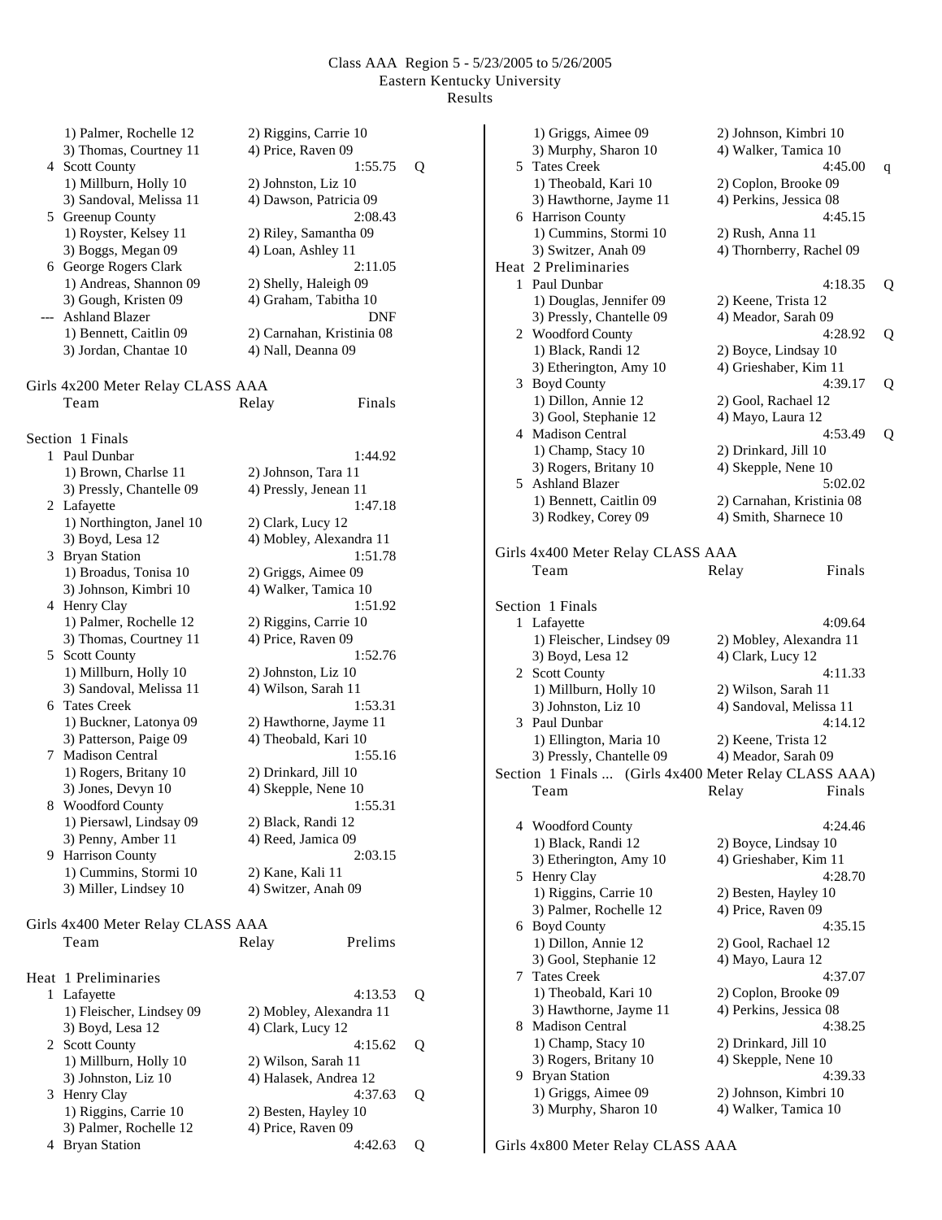Class AAA Region 5 - 5/23/2005 to 5/26/2005
Eastern Kentucky University
Results

```
    1) Palmer, Rochelle 12        2) Riggins, Carrie 10
    3) Thomas, Courtney 11        4) Price, Raven 09
  4 Scott County                              1:55.75  Q
    1) Millburn, Holly 10         2) Johnston, Liz 10
    3) Sandoval, Melissa 11       4) Dawson, Patricia 09
  5 Greenup County                            2:08.43
    1) Royster, Kelsey 11         2) Riley, Samantha 09
    3) Boggs, Megan 09            4) Loan, Ashley 11
  6 George Rogers Clark                       2:11.05
    1) Andreas, Shannon 09        2) Shelly, Haleigh 09
    3) Gough, Kristen 09          4) Graham, Tabitha 10
--- Ashland Blazer                                DNF
    1) Bennett, Caitlin 09        2) Carnahan, Kristinia 08
    3) Jordan, Chantae 10         4) Nall, Deanna 09
```

## Girls 4x200 Meter Relay CLASS AAA

```
    Team                          Relay          Finals

Section  1 Finals
  1 Paul Dunbar                               1:44.92
    1) Brown, Charlse 11          2) Johnson, Tara 11
    3) Pressly, Chantelle 09      4) Pressly, Jenean 11
  2 Lafayette                                 1:47.18
    1) Northington, Janel 10      2) Clark, Lucy 12
    3) Boyd, Lesa 12              4) Mobley, Alexandra 11
  3 Bryan Station                             1:51.78
    1) Broadus, Tonisa 10         2) Griggs, Aimee 09
    3) Johnson, Kimbri 10         4) Walker, Tamica 10
  4 Henry Clay                                1:51.92
    1) Palmer, Rochelle 12        2) Riggins, Carrie 10
    3) Thomas, Courtney 11        4) Price, Raven 09
  5 Scott County                              1:52.76
    1) Millburn, Holly 10         2) Johnston, Liz 10
    3) Sandoval, Melissa 11       4) Wilson, Sarah 11
  6 Tates Creek                               1:53.31
    1) Buckner, Latonya 09        2) Hawthorne, Jayme 11
    3) Patterson, Paige 09        4) Theobald, Kari 10
  7 Madison Central                           1:55.16
    1) Rogers, Britany 10         2) Drinkard, Jill 10
    3) Jones, Devyn 10            4) Skepple, Nene 10
  8 Woodford County                           1:55.31
    1) Piersawl, Lindsay 09       2) Black, Randi 12
    3) Penny, Amber 11            4) Reed, Jamica 09
  9 Harrison County                           2:03.15
    1) Cummins, Stormi 10         2) Kane, Kali 11
    3) Miller, Lindsey 10         4) Switzer, Anah 09
```

## Girls 4x400 Meter Relay CLASS AAA

```
    Team                          Relay          Prelims

Heat  1 Preliminaries
  1 Lafayette                                 4:13.53  Q
    1) Fleischer, Lindsey 09      2) Mobley, Alexandra 11
    3) Boyd, Lesa 12              4) Clark, Lucy 12
  2 Scott County                              4:15.62  Q
    1) Millburn, Holly 10         2) Wilson, Sarah 11
    3) Johnston, Liz 10           4) Halasek, Andrea 12
  3 Henry Clay                                4:37.63  Q
    1) Riggins, Carrie 10         2) Besten, Hayley 10
    3) Palmer, Rochelle 12        4) Price, Raven 09
  4 Bryan Station                             4:42.63  Q
    1) Griggs, Aimee 09           2) Johnson, Kimbri 10
    3) Murphy, Sharon 10          4) Walker, Tamica 10
  5 Tates Creek                               4:45.00  q
    1) Theobald, Kari 10          2) Coplon, Brooke 09
    3) Hawthorne, Jayme 11        4) Perkins, Jessica 08
  6 Harrison County                           4:45.15
    1) Cummins, Stormi 10         2) Rush, Anna 11
    3) Switzer, Anah 09           4) Thornberry, Rachel 09
Heat  2 Preliminaries
  1 Paul Dunbar                               4:18.35  Q
    1) Douglas, Jennifer 09       2) Keene, Trista 12
    3) Pressly, Chantelle 09      4) Meador, Sarah 09
  2 Woodford County                           4:28.92  Q
    1) Black, Randi 12            2) Boyce, Lindsay 10
    3) Etherington, Amy 10        4) Grieshaber, Kim 11
  3 Boyd County                               4:39.17  Q
    1) Dillon, Annie 12           2) Gool, Rachael 12
    3) Gool, Stephanie 12         4) Mayo, Laura 12
  4 Madison Central                           4:53.49  Q
    1) Champ, Stacy 10            2) Drinkard, Jill 10
    3) Rogers, Britany 10         4) Skepple, Nene 10
  5 Ashland Blazer                            5:02.02
    1) Bennett, Caitlin 09        2) Carnahan, Kristinia 08
    3) Rodkey, Corey 09           4) Smith, Sharnece 10
```

## Girls 4x400 Meter Relay CLASS AAA

```
    Team                          Relay          Finals

Section  1 Finals
  1 Lafayette                                 4:09.64
    1) Fleischer, Lindsey 09      2) Mobley, Alexandra 11
    3) Boyd, Lesa 12              4) Clark, Lucy 12
  2 Scott County                              4:11.33
    1) Millburn, Holly 10         2) Wilson, Sarah 11
    3) Johnston, Liz 10           4) Sandoval, Melissa 11
  3 Paul Dunbar                               4:14.12
    1) Ellington, Maria 10        2) Keene, Trista 12
    3) Pressly, Chantelle 09      4) Meador, Sarah 09
Section  1 Finals ...  (Girls 4x400 Meter Relay CLASS AAA)
    Team                          Relay          Finals

  4 Woodford County                           4:24.46
    1) Black, Randi 12            2) Boyce, Lindsay 10
    3) Etherington, Amy 10        4) Grieshaber, Kim 11
  5 Henry Clay                                4:28.70
    1) Riggins, Carrie 10         2) Besten, Hayley 10
    3) Palmer, Rochelle 12        4) Price, Raven 09
  6 Boyd County                               4:35.15
    1) Dillon, Annie 12           2) Gool, Rachael 12
    3) Gool, Stephanie 12         4) Mayo, Laura 12
  7 Tates Creek                               4:37.07
    1) Theobald, Kari 10          2) Coplon, Brooke 09
    3) Hawthorne, Jayme 11        4) Perkins, Jessica 08
  8 Madison Central                           4:38.25
    1) Champ, Stacy 10            2) Drinkard, Jill 10
    3) Rogers, Britany 10         4) Skepple, Nene 10
  9 Bryan Station                             4:39.33
    1) Griggs, Aimee 09           2) Johnson, Kimbri 10
    3) Murphy, Sharon 10          4) Walker, Tamica 10
```

## Girls 4x800 Meter Relay CLASS AAA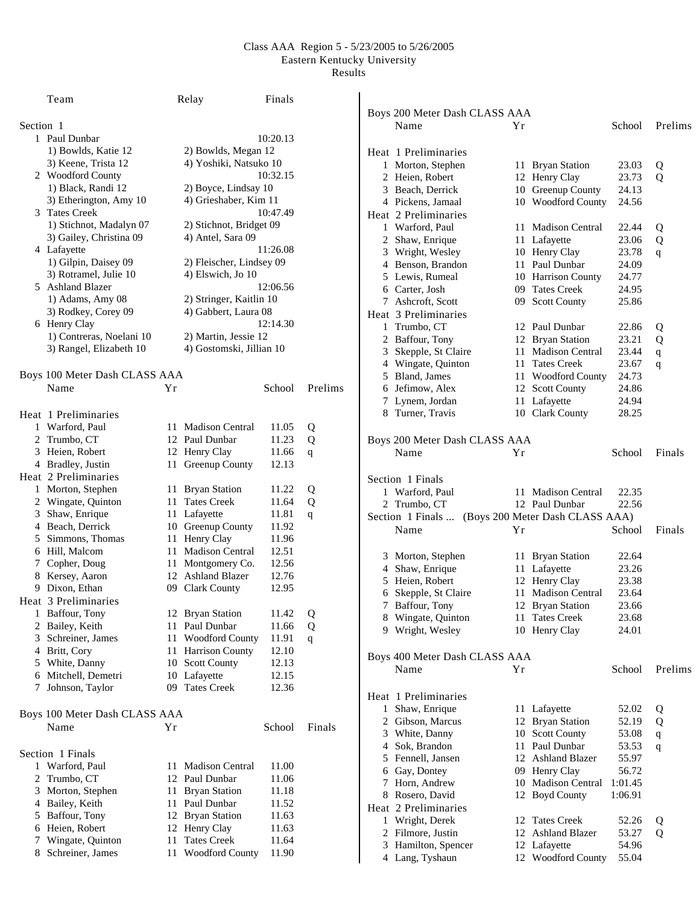# Class AAA Region 5 - 5/23/2005 to 5/26/2005
## Eastern Kentucky University
## Results

| Team | Relay | Finals |
|---|---|---|

Section 1

| | Team | Relay | Finals |
|---|---|---|---|
| 1 | Paul Dunbar | | 10:20.13 |
| | 1) Bowlds, Katie 12 | 2) Bowlds, Megan 12 | |
| | 3) Keene, Trista 12 | 4) Yoshiki, Natsuko 10 | |
| 2 | Woodford County | | 10:32.15 |
| | 1) Black, Randi 12 | 2) Boyce, Lindsay 10 | |
| | 3) Etherington, Amy 10 | 4) Grieshaber, Kim 11 | |
| 3 | Tates Creek | | 10:47.49 |
| | 1) Stichnot, Madalyn 07 | 2) Stichnot, Bridget 09 | |
| | 3) Gailey, Christina 09 | 4) Antel, Sara 09 | |
| 4 | Lafayette | | 11:26.08 |
| | 1) Gilpin, Daisey 09 | 2) Fleischer, Lindsey 09 | |
| | 3) Rotramel, Julie 10 | 4) Elswich, Jo 10 | |
| 5 | Ashland Blazer | | 12:06.56 |
| | 1) Adams, Amy 08 | 2) Stringer, Kaitlin 10 | |
| | 3) Rodkey, Corey 09 | 4) Gabbert, Laura 08 | |
| 6 | Henry Clay | | 12:14.30 |
| | 1) Contreras, Noelani 10 | 2) Martin, Jessie 12 | |
| | 3) Rangel, Elizabeth 10 | 4) Gostomski, Jillian 10 | |

### Boys 100 Meter Dash CLASS AAA

| | Name | Yr | School | Prelims | |
|---|---|---|---|---|---|
| **Heat 1 Preliminaries** | | | | | |
| 1 | Warford, Paul | 11 | Madison Central | 11.05 | Q |
| 2 | Trumbo, CT | 12 | Paul Dunbar | 11.23 | Q |
| 3 | Heien, Robert | 12 | Henry Clay | 11.66 | q |
| 4 | Bradley, Justin | 11 | Greenup County | 12.13 | |
| **Heat 2 Preliminaries** | | | | | |
| 1 | Morton, Stephen | 11 | Bryan Station | 11.22 | Q |
| 2 | Wingate, Quinton | 11 | Tates Creek | 11.64 | Q |
| 3 | Shaw, Enrique | 11 | Lafayette | 11.81 | q |
| 4 | Beach, Derrick | 10 | Greenup County | 11.92 | |
| 5 | Simmons, Thomas | 11 | Henry Clay | 11.96 | |
| 6 | Hill, Malcom | 11 | Madison Central | 12.51 | |
| 7 | Copher, Doug | 11 | Montgomery Co. | 12.56 | |
| 8 | Kersey, Aaron | 12 | Ashland Blazer | 12.76 | |
| 9 | Dixon, Ethan | 09 | Clark County | 12.95 | |
| **Heat 3 Preliminaries** | | | | | |
| 1 | Baffour, Tony | 12 | Bryan Station | 11.42 | Q |
| 2 | Bailey, Keith | 11 | Paul Dunbar | 11.66 | Q |
| 3 | Schreiner, James | 11 | Woodford County | 11.91 | q |
| 4 | Britt, Cory | 11 | Harrison County | 12.10 | |
| 5 | White, Danny | 10 | Scott County | 12.13 | |
| 6 | Mitchell, Demetri | 10 | Lafayette | 12.15 | |
| 7 | Johnson, Taylor | 09 | Tates Creek | 12.36 | |

### Boys 100 Meter Dash CLASS AAA

| | Name | Yr | School | Finals |
|---|---|---|---|---|
| **Section 1 Finals** | | | | |
| 1 | Warford, Paul | 11 | Madison Central | 11.00 |
| 2 | Trumbo, CT | 12 | Paul Dunbar | 11.06 |
| 3 | Morton, Stephen | 11 | Bryan Station | 11.18 |
| 4 | Bailey, Keith | 11 | Paul Dunbar | 11.52 |
| 5 | Baffour, Tony | 12 | Bryan Station | 11.63 |
| 6 | Heien, Robert | 12 | Henry Clay | 11.63 |
| 7 | Wingate, Quinton | 11 | Tates Creek | 11.64 |
| 8 | Schreiner, James | 11 | Woodford County | 11.90 |

### Boys 200 Meter Dash CLASS AAA

| | Name | Yr | School | Prelims | |
|---|---|---|---|---|---|
| **Heat 1 Preliminaries** | | | | | |
| 1 | Morton, Stephen | 11 | Bryan Station | 23.03 | Q |
| 2 | Heien, Robert | 12 | Henry Clay | 23.73 | Q |
| 3 | Beach, Derrick | 10 | Greenup County | 24.13 | |
| 4 | Pickens, Jamaal | 10 | Woodford County | 24.56 | |
| **Heat 2 Preliminaries** | | | | | |
| 1 | Warford, Paul | 11 | Madison Central | 22.44 | Q |
| 2 | Shaw, Enrique | 11 | Lafayette | 23.06 | Q |
| 3 | Wright, Wesley | 10 | Henry Clay | 23.78 | q |
| 4 | Benson, Brandon | 11 | Paul Dunbar | 24.09 | |
| 5 | Lewis, Rumeal | 10 | Harrison County | 24.77 | |
| 6 | Carter, Josh | 09 | Tates Creek | 24.95 | |
| 7 | Ashcroft, Scott | 09 | Scott County | 25.86 | |
| **Heat 3 Preliminaries** | | | | | |
| 1 | Trumbo, CT | 12 | Paul Dunbar | 22.86 | Q |
| 2 | Baffour, Tony | 12 | Bryan Station | 23.21 | Q |
| 3 | Skepple, St Claire | 11 | Madison Central | 23.44 | q |
| 4 | Wingate, Quinton | 11 | Tates Creek | 23.67 | q |
| 5 | Bland, James | 11 | Woodford County | 24.73 | |
| 6 | Jefimow, Alex | 12 | Scott County | 24.86 | |
| 7 | Lynem, Jordan | 11 | Lafayette | 24.94 | |
| 8 | Turner, Travis | 10 | Clark County | 28.25 | |

### Boys 200 Meter Dash CLASS AAA

| | Name | Yr | School | Finals |
|---|---|---|---|---|
| **Section 1 Finals** | | | | |
| 1 | Warford, Paul | 11 | Madison Central | 22.35 |
| 2 | Trumbo, CT | 12 | Paul Dunbar | 22.56 |
| 3 | Morton, Stephen | 11 | Bryan Station | 22.64 |
| 4 | Shaw, Enrique | 11 | Lafayette | 23.26 |
| 5 | Heien, Robert | 12 | Henry Clay | 23.38 |
| 6 | Skepple, St Claire | 11 | Madison Central | 23.64 |
| 7 | Baffour, Tony | 12 | Bryan Station | 23.66 |
| 8 | Wingate, Quinton | 11 | Tates Creek | 23.68 |
| 9 | Wright, Wesley | 10 | Henry Clay | 24.01 |

### Boys 400 Meter Dash CLASS AAA

| | Name | Yr | School | Prelims | |
|---|---|---|---|---|---|
| **Heat 1 Preliminaries** | | | | | |
| 1 | Shaw, Enrique | 11 | Lafayette | 52.02 | Q |
| 2 | Gibson, Marcus | 12 | Bryan Station | 52.19 | Q |
| 3 | White, Danny | 10 | Scott County | 53.08 | q |
| 4 | Sok, Brandon | 11 | Paul Dunbar | 53.53 | q |
| 5 | Fennell, Jansen | 12 | Ashland Blazer | 55.97 | |
| 6 | Gay, Dontey | 09 | Henry Clay | 56.72 | |
| 7 | Horn, Andrew | 10 | Madison Central | 1:01.45 | |
| 8 | Rosero, David | 12 | Boyd County | 1:06.91 | |
| **Heat 2 Preliminaries** | | | | | |
| 1 | Wright, Derek | 12 | Tates Creek | 52.26 | Q |
| 2 | Filmore, Justin | 12 | Ashland Blazer | 53.27 | Q |
| 3 | Hamilton, Spencer | 12 | Lafayette | 54.96 | |
| 4 | Lang, Tyshaun | 12 | Woodford County | 55.04 | |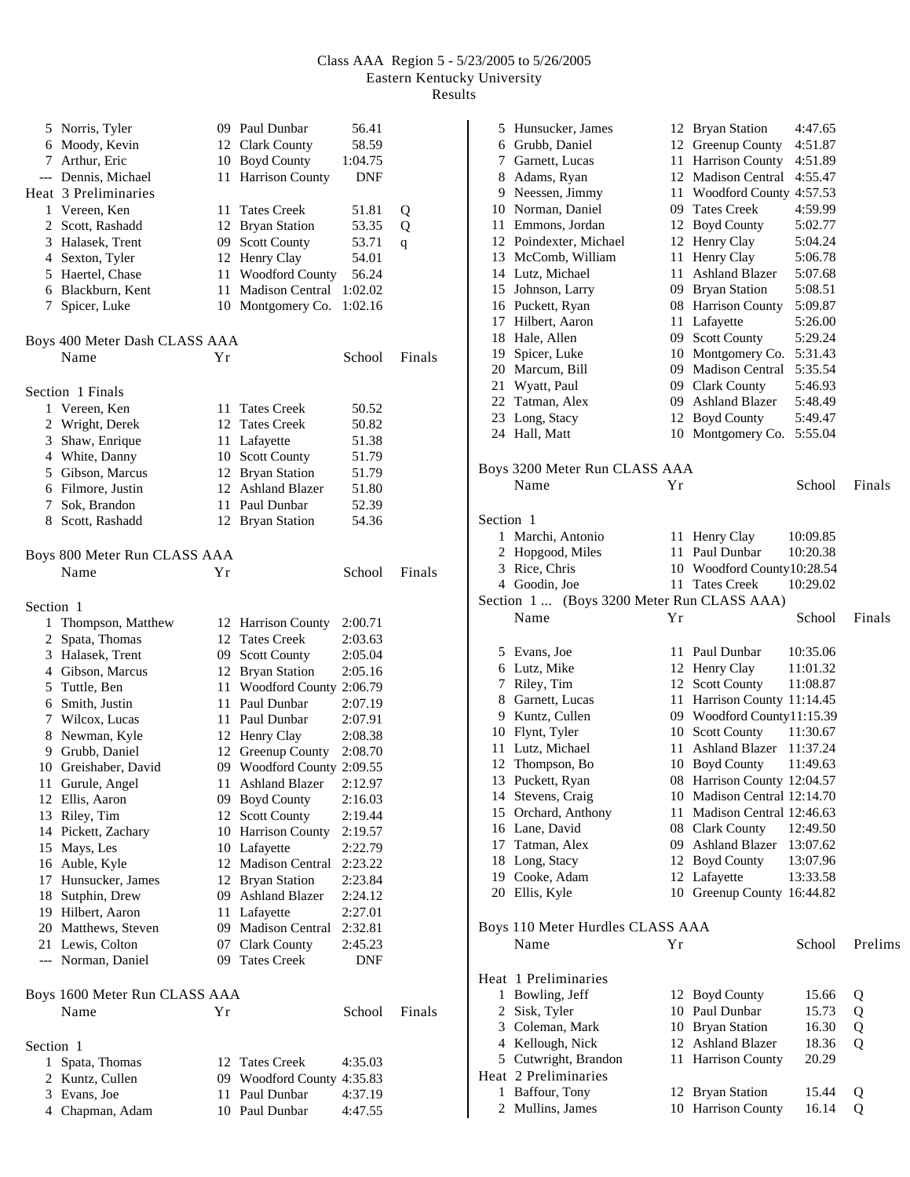Class AAA Region 5 - 5/23/2005 to 5/26/2005
Eastern Kentucky University
Results

| | Name | Yr | School | Prelims | |
|---|---|---|---|---|---|
| 5 | Norris, Tyler | 09 | Paul Dunbar | 56.41 | |
| 6 | Moody, Kevin | 12 | Clark County | 58.59 | |
| 7 | Arthur, Eric | 10 | Boyd County | 1:04.75 | |
| --- | Dennis, Michael | 11 | Harrison County | DNF | |

Heat 3 Preliminaries

| | Name | Yr | School | Prelims | |
|---|---|---|---|---|---|
| 1 | Vereen, Ken | 11 | Tates Creek | 51.81 | Q |
| 2 | Scott, Rashadd | 12 | Bryan Station | 53.35 | Q |
| 3 | Halasek, Trent | 09 | Scott County | 53.71 | q |
| 4 | Sexton, Tyler | 12 | Henry Clay | 54.01 | |
| 5 | Haertel, Chase | 11 | Woodford County | 56.24 | |
| 6 | Blackburn, Kent | 11 | Madison Central | 1:02.02 | |
| 7 | Spicer, Luke | 10 | Montgomery Co. | 1:02.16 | |

## Boys 400 Meter Dash CLASS AAA

Section 1 Finals

| | Name | Yr | School | Finals |
|---|---|---|---|---|
| 1 | Vereen, Ken | 11 | Tates Creek | 50.52 |
| 2 | Wright, Derek | 12 | Tates Creek | 50.82 |
| 3 | Shaw, Enrique | 11 | Lafayette | 51.38 |
| 4 | White, Danny | 10 | Scott County | 51.79 |
| 5 | Gibson, Marcus | 12 | Bryan Station | 51.79 |
| 6 | Filmore, Justin | 12 | Ashland Blazer | 51.80 |
| 7 | Sok, Brandon | 11 | Paul Dunbar | 52.39 |
| 8 | Scott, Rashadd | 12 | Bryan Station | 54.36 |

## Boys 800 Meter Run CLASS AAA

Section 1

| | Name | Yr | School | Finals |
|---|---|---|---|---|
| 1 | Thompson, Matthew | 12 | Harrison County | 2:00.71 |
| 2 | Spata, Thomas | 12 | Tates Creek | 2:03.63 |
| 3 | Halasek, Trent | 09 | Scott County | 2:05.04 |
| 4 | Gibson, Marcus | 12 | Bryan Station | 2:05.16 |
| 5 | Tuttle, Ben | 11 | Woodford County | 2:06.79 |
| 6 | Smith, Justin | 11 | Paul Dunbar | 2:07.19 |
| 7 | Wilcox, Lucas | 11 | Paul Dunbar | 2:07.91 |
| 8 | Newman, Kyle | 12 | Henry Clay | 2:08.38 |
| 9 | Grubb, Daniel | 12 | Greenup County | 2:08.70 |
| 10 | Greishaber, David | 09 | Woodford County | 2:09.55 |
| 11 | Gurule, Angel | 11 | Ashland Blazer | 2:12.97 |
| 12 | Ellis, Aaron | 09 | Boyd County | 2:16.03 |
| 13 | Riley, Tim | 12 | Scott County | 2:19.44 |
| 14 | Pickett, Zachary | 10 | Harrison County | 2:19.57 |
| 15 | Mays, Les | 10 | Lafayette | 2:22.79 |
| 16 | Auble, Kyle | 12 | Madison Central | 2:23.22 |
| 17 | Hunsucker, James | 12 | Bryan Station | 2:23.84 |
| 18 | Sutphin, Drew | 09 | Ashland Blazer | 2:24.12 |
| 19 | Hilbert, Aaron | 11 | Lafayette | 2:27.01 |
| 20 | Matthews, Steven | 09 | Madison Central | 2:32.81 |
| 21 | Lewis, Colton | 07 | Clark County | 2:45.23 |
| --- | Norman, Daniel | 09 | Tates Creek | DNF |

## Boys 1600 Meter Run CLASS AAA

Section 1

| | Name | Yr | School | Finals |
|---|---|---|---|---|
| 1 | Spata, Thomas | 12 | Tates Creek | 4:35.03 |
| 2 | Kuntz, Cullen | 09 | Woodford County | 4:35.83 |
| 3 | Evans, Joe | 11 | Paul Dunbar | 4:37.19 |
| 4 | Chapman, Adam | 10 | Paul Dunbar | 4:47.55 |
| 5 | Hunsucker, James | 12 | Bryan Station | 4:47.65 |
| 6 | Grubb, Daniel | 12 | Greenup County | 4:51.87 |
| 7 | Garnett, Lucas | 11 | Harrison County | 4:51.89 |
| 8 | Adams, Ryan | 12 | Madison Central | 4:55.47 |
| 9 | Neessen, Jimmy | 11 | Woodford County | 4:57.53 |
| 10 | Norman, Daniel | 09 | Tates Creek | 4:59.99 |
| 11 | Emmons, Jordan | 12 | Boyd County | 5:02.77 |
| 12 | Poindexter, Michael | 12 | Henry Clay | 5:04.24 |
| 13 | McComb, William | 11 | Henry Clay | 5:06.78 |
| 14 | Lutz, Michael | 11 | Ashland Blazer | 5:07.68 |
| 15 | Johnson, Larry | 09 | Bryan Station | 5:08.51 |
| 16 | Puckett, Ryan | 08 | Harrison County | 5:09.87 |
| 17 | Hilbert, Aaron | 11 | Lafayette | 5:26.00 |
| 18 | Hale, Allen | 09 | Scott County | 5:29.24 |
| 19 | Spicer, Luke | 10 | Montgomery Co. | 5:31.43 |
| 20 | Marcum, Bill | 09 | Madison Central | 5:35.54 |
| 21 | Wyatt, Paul | 09 | Clark County | 5:46.93 |
| 22 | Tatman, Alex | 09 | Ashland Blazer | 5:48.49 |
| 23 | Long, Stacy | 12 | Boyd County | 5:49.47 |
| 24 | Hall, Matt | 10 | Montgomery Co. | 5:55.04 |

## Boys 3200 Meter Run CLASS AAA

Section 1

| | Name | Yr | School | Finals |
|---|---|---|---|---|
| 1 | Marchi, Antonio | 11 | Henry Clay | 10:09.85 |
| 2 | Hopgood, Miles | 11 | Paul Dunbar | 10:20.38 |
| 3 | Rice, Chris | 10 | Woodford County | 10:28.54 |
| 4 | Goodin, Joe | 11 | Tates Creek | 10:29.02 |
| 5 | Evans, Joe | 11 | Paul Dunbar | 10:35.06 |
| 6 | Lutz, Mike | 12 | Henry Clay | 11:01.32 |
| 7 | Riley, Tim | 12 | Scott County | 11:08.87 |
| 8 | Garnett, Lucas | 11 | Harrison County | 11:14.45 |
| 9 | Kuntz, Cullen | 09 | Woodford County | 11:15.39 |
| 10 | Flynt, Tyler | 10 | Scott County | 11:30.67 |
| 11 | Lutz, Michael | 11 | Ashland Blazer | 11:37.24 |
| 12 | Thompson, Bo | 10 | Boyd County | 11:49.63 |
| 13 | Puckett, Ryan | 08 | Harrison County | 12:04.57 |
| 14 | Stevens, Craig | 10 | Madison Central | 12:14.70 |
| 15 | Orchard, Anthony | 11 | Madison Central | 12:46.63 |
| 16 | Lane, David | 08 | Clark County | 12:49.50 |
| 17 | Tatman, Alex | 09 | Ashland Blazer | 13:07.62 |
| 18 | Long, Stacy | 12 | Boyd County | 13:07.96 |
| 19 | Cooke, Adam | 12 | Lafayette | 13:33.58 |
| 20 | Ellis, Kyle | 10 | Greenup County | 16:44.82 |

## Boys 110 Meter Hurdles CLASS AAA

Heat 1 Preliminaries

| | Name | Yr | School | Prelims | |
|---|---|---|---|---|---|
| 1 | Bowling, Jeff | 12 | Boyd County | 15.66 | Q |
| 2 | Sisk, Tyler | 10 | Paul Dunbar | 15.73 | Q |
| 3 | Coleman, Mark | 10 | Bryan Station | 16.30 | Q |
| 4 | Kellough, Nick | 12 | Ashland Blazer | 18.36 | Q |
| 5 | Cutwright, Brandon | 11 | Harrison County | 20.29 | |

Heat 2 Preliminaries

| | Name | Yr | School | Prelims | |
|---|---|---|---|---|---|
| 1 | Baffour, Tony | 12 | Bryan Station | 15.44 | Q |
| 2 | Mullins, James | 10 | Harrison County | 16.14 | Q |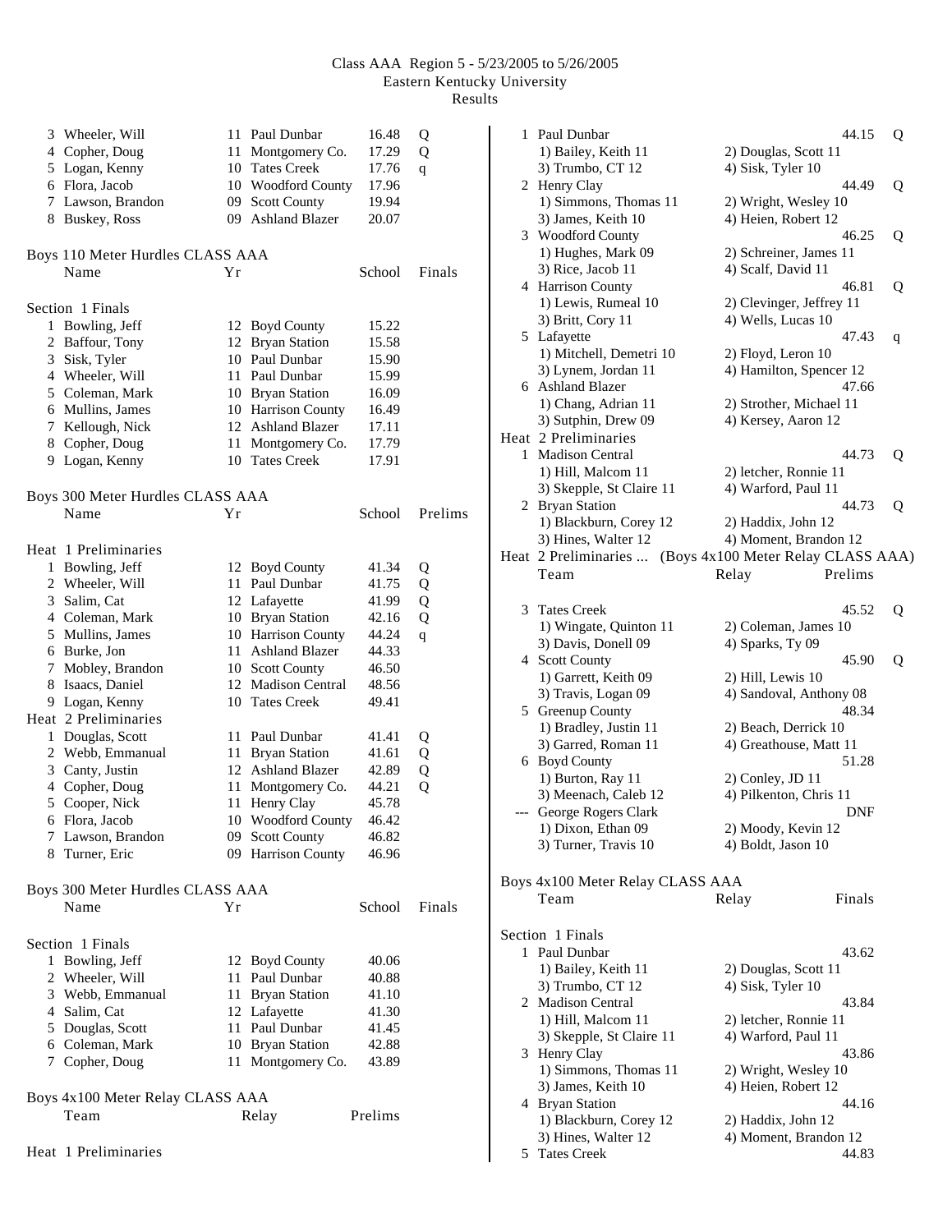Class AAA Region 5 - 5/23/2005 to 5/26/2005
Eastern Kentucky University
Results

| | Name | Yr | School | Time | |
|---|---|---|---|---|---|
| 3 | Wheeler, Will | 11 | Paul Dunbar | 16.48 | Q |
| 4 | Copher, Doug | 11 | Montgomery Co. | 17.29 | Q |
| 5 | Logan, Kenny | 10 | Tates Creek | 17.76 | q |
| 6 | Flora, Jacob | 10 | Woodford County | 17.96 | |
| 7 | Lawson, Brandon | 09 | Scott County | 19.94 | |
| 8 | Buskey, Ross | 09 | Ashland Blazer | 20.07 | |

## Boys 110 Meter Hurdles CLASS AAA

Section 1 Finals

| | Name | Yr | School | Finals |
|---|---|---|---|---|
| 1 | Bowling, Jeff | 12 | Boyd County | 15.22 |
| 2 | Baffour, Tony | 12 | Bryan Station | 15.58 |
| 3 | Sisk, Tyler | 10 | Paul Dunbar | 15.90 |
| 4 | Wheeler, Will | 11 | Paul Dunbar | 15.99 |
| 5 | Coleman, Mark | 10 | Bryan Station | 16.09 |
| 6 | Mullins, James | 10 | Harrison County | 16.49 |
| 7 | Kellough, Nick | 12 | Ashland Blazer | 17.11 |
| 8 | Copher, Doug | 11 | Montgomery Co. | 17.79 |
| 9 | Logan, Kenny | 10 | Tates Creek | 17.91 |

## Boys 300 Meter Hurdles CLASS AAA

| | Name | Yr | School | Prelims | |
|---|---|---|---|---|---|
| **Heat 1 Preliminaries** | | | | | |
| 1 | Bowling, Jeff | 12 | Boyd County | 41.34 | Q |
| 2 | Wheeler, Will | 11 | Paul Dunbar | 41.75 | Q |
| 3 | Salim, Cat | 12 | Lafayette | 41.99 | Q |
| 4 | Coleman, Mark | 10 | Bryan Station | 42.16 | Q |
| 5 | Mullins, James | 10 | Harrison County | 44.24 | q |
| 6 | Burke, Jon | 11 | Ashland Blazer | 44.33 | |
| 7 | Mobley, Brandon | 10 | Scott County | 46.50 | |
| 8 | Isaacs, Daniel | 12 | Madison Central | 48.56 | |
| 9 | Logan, Kenny | 10 | Tates Creek | 49.41 | |
| **Heat 2 Preliminaries** | | | | | |
| 1 | Douglas, Scott | 11 | Paul Dunbar | 41.41 | Q |
| 2 | Webb, Emmanual | 11 | Bryan Station | 41.61 | Q |
| 3 | Canty, Justin | 12 | Ashland Blazer | 42.89 | Q |
| 4 | Copher, Doug | 11 | Montgomery Co. | 44.21 | Q |
| 5 | Cooper, Nick | 11 | Henry Clay | 45.78 | |
| 6 | Flora, Jacob | 10 | Woodford County | 46.42 | |
| 7 | Lawson, Brandon | 09 | Scott County | 46.82 | |
| 8 | Turner, Eric | 09 | Harrison County | 46.96 | |

## Boys 300 Meter Hurdles CLASS AAA

Section 1 Finals

| | Name | Yr | School | Finals |
|---|---|---|---|---|
| 1 | Bowling, Jeff | 12 | Boyd County | 40.06 |
| 2 | Wheeler, Will | 11 | Paul Dunbar | 40.88 |
| 3 | Webb, Emmanual | 11 | Bryan Station | 41.10 |
| 4 | Salim, Cat | 12 | Lafayette | 41.30 |
| 5 | Douglas, Scott | 11 | Paul Dunbar | 41.45 |
| 6 | Coleman, Mark | 10 | Bryan Station | 42.88 |
| 7 | Copher, Doug | 11 | Montgomery Co. | 43.89 |

## Boys 4x100 Meter Relay CLASS AAA

Heat 1 Preliminaries

1 Paul Dunbar — 44.15 Q
- 1) Bailey, Keith 11 — 2) Douglas, Scott 11
- 3) Trumbo, CT 12 — 4) Sisk, Tyler 10

2 Henry Clay — 44.49 Q
- 1) Simmons, Thomas 11 — 2) Wright, Wesley 10
- 3) James, Keith 10 — 4) Heien, Robert 12

3 Woodford County — 46.25 Q
- 1) Hughes, Mark 09 — 2) Schreiner, James 11
- 3) Rice, Jacob 11 — 4) Scalf, David 11

4 Harrison County — 46.81 Q
- 1) Lewis, Rumeal 10 — 2) Clevinger, Jeffrey 11
- 3) Britt, Cory 11 — 4) Wells, Lucas 10

5 Lafayette — 47.43 q
- 1) Mitchell, Demetri 10 — 2) Floyd, Leron 10
- 3) Lynem, Jordan 11 — 4) Hamilton, Spencer 12

6 Ashland Blazer — 47.66
- 1) Chang, Adrian 11 — 2) Strother, Michael 11
- 3) Sutphin, Drew 09 — 4) Kersey, Aaron 12

Heat 2 Preliminaries

1 Madison Central — 44.73 Q
- 1) Hill, Malcom 11 — 2) letcher, Ronnie 11
- 3) Skepple, St Claire 11 — 4) Warford, Paul 11

2 Bryan Station — 44.73 Q
- 1) Blackburn, Corey 12 — 2) Haddix, John 12
- 3) Hines, Walter 12 — 4) Moment, Brandon 12

Heat 2 Preliminaries ... (Boys 4x100 Meter Relay CLASS AAA)

3 Tates Creek — 45.52 Q
- 1) Wingate, Quinton 11 — 2) Coleman, James 10
- 3) Davis, Donell 09 — 4) Sparks, Ty 09

4 Scott County — 45.90 Q
- 1) Garrett, Keith 09 — 2) Hill, Lewis 10
- 3) Travis, Logan 09 — 4) Sandoval, Anthony 08

5 Greenup County — 48.34
- 1) Bradley, Justin 11 — 2) Beach, Derrick 10
- 3) Garred, Roman 11 — 4) Greathouse, Matt 11

6 Boyd County — 51.28
- 1) Burton, Ray 11 — 2) Conley, JD 11
- 3) Meenach, Caleb 12 — 4) Pilkenton, Chris 11

--- George Rogers Clark — DNF
- 1) Dixon, Ethan 09 — 2) Moody, Kevin 12
- 3) Turner, Travis 10 — 4) Boldt, Jason 10

## Boys 4x100 Meter Relay CLASS AAA

Section 1 Finals

1 Paul Dunbar — 43.62
- 1) Bailey, Keith 11 — 2) Douglas, Scott 11
- 3) Trumbo, CT 12 — 4) Sisk, Tyler 10

2 Madison Central — 43.84
- 1) Hill, Malcom 11 — 2) letcher, Ronnie 11
- 3) Skepple, St Claire 11 — 4) Warford, Paul 11

3 Henry Clay — 43.86
- 1) Simmons, Thomas 11 — 2) Wright, Wesley 10
- 3) James, Keith 10 — 4) Heien, Robert 12

4 Bryan Station — 44.16
- 1) Blackburn, Corey 12 — 2) Haddix, John 12
- 3) Hines, Walter 12 — 4) Moment, Brandon 12

5 Tates Creek — 44.83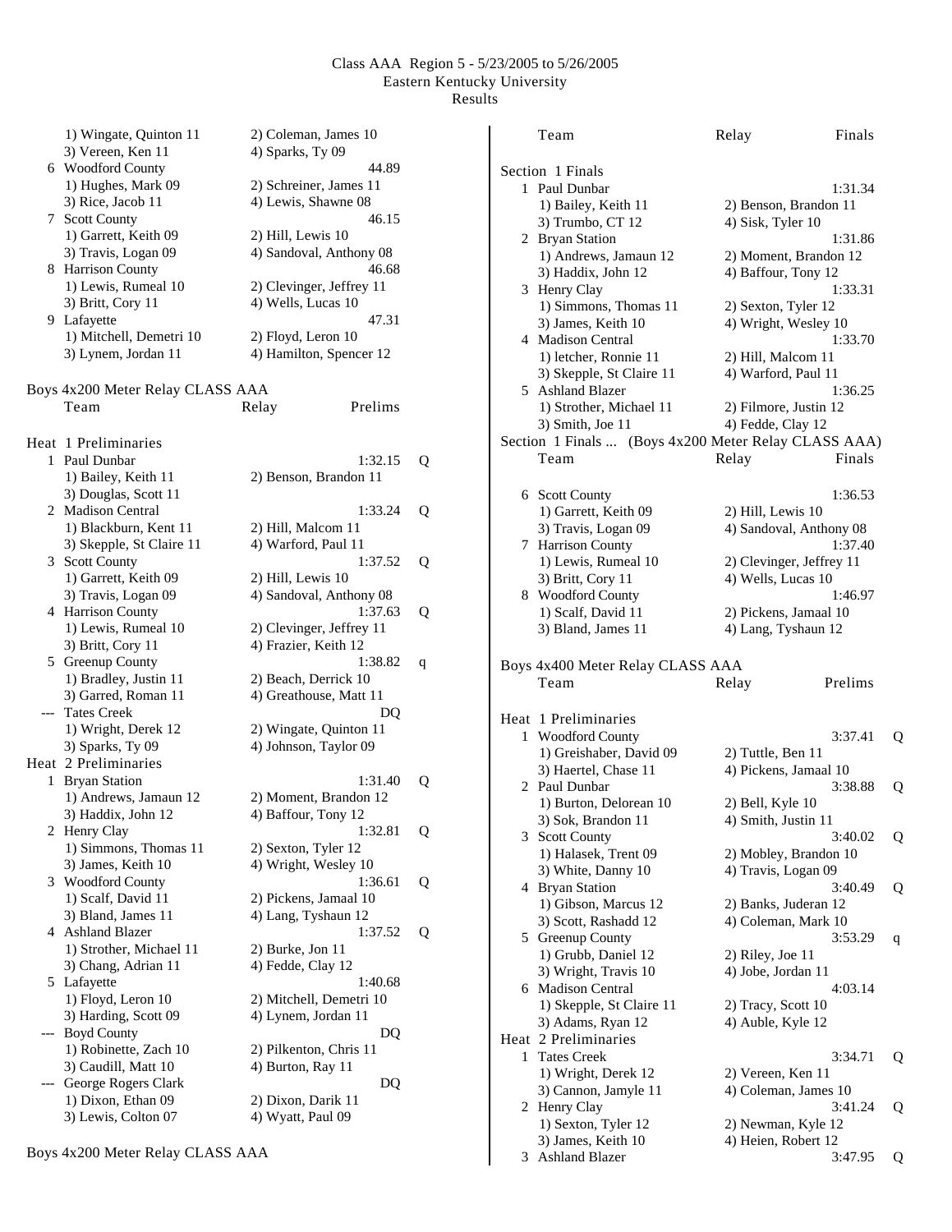Class AAA Region 5 - 5/23/2005 to 5/26/2005
Eastern Kentucky University
Results

```
     1) Wingate, Quinton 11      2) Coleman, James 10
     3) Vereen, Ken 11           4) Sparks, Ty 09
  6 Woodford County                            44.89
     1) Hughes, Mark 09          2) Schreiner, James 11
     3) Rice, Jacob 11           4) Lewis, Shawne 08
  7 Scott County                               46.15
     1) Garrett, Keith 09        2) Hill, Lewis 10
     3) Travis, Logan 09         4) Sandoval, Anthony 08
  8 Harrison County                            46.68
     1) Lewis, Rumeal 10         2) Clevinger, Jeffrey 11
     3) Britt, Cory 11           4) Wells, Lucas 10
  9 Lafayette                                  47.31
     1) Mitchell, Demetri 10     2) Floyd, Leron 10
     3) Lynem, Jordan 11         4) Hamilton, Spencer 12
```

Boys 4x200 Meter Relay CLASS AAA

```
    Team                       Relay          Prelims

Heat  1 Preliminaries
  1 Paul Dunbar                               1:32.15  Q
     1) Bailey, Keith 11         2) Benson, Brandon 11
     3) Douglas, Scott 11
  2 Madison Central                           1:33.24  Q
     1) Blackburn, Kent 11       2) Hill, Malcom 11
     3) Skepple, St Claire 11    4) Warford, Paul 11
  3 Scott County                              1:37.52  Q
     1) Garrett, Keith 09        2) Hill, Lewis 10
     3) Travis, Logan 09         4) Sandoval, Anthony 08
  4 Harrison County                           1:37.63  Q
     1) Lewis, Rumeal 10         2) Clevinger, Jeffrey 11
     3) Britt, Cory 11           4) Frazier, Keith 12
  5 Greenup County                            1:38.82  q
     1) Bradley, Justin 11       2) Beach, Derrick 10
     3) Garred, Roman 11         4) Greathouse, Matt 11
 -- Tates Creek                                    DQ
     1) Wright, Derek 12         2) Wingate, Quinton 11
     3) Sparks, Ty 09            4) Johnson, Taylor 09
Heat  2 Preliminaries
  1 Bryan Station                             1:31.40  Q
     1) Andrews, Jamaun 12       2) Moment, Brandon 12
     3) Haddix, John 12          4) Baffour, Tony 12
  2 Henry Clay                                1:32.81  Q
     1) Simmons, Thomas 11       2) Sexton, Tyler 12
     3) James, Keith 10          4) Wright, Wesley 10
  3 Woodford County                           1:36.61  Q
     1) Scalf, David 11          2) Pickens, Jamaal 10
     3) Bland, James 11          4) Lang, Tyshaun 12
  4 Ashland Blazer                            1:37.52  Q
     1) Strother, Michael 11     2) Burke, Jon 11
     3) Chang, Adrian 11         4) Fedde, Clay 12
  5 Lafayette                                 1:40.68
     1) Floyd, Leron 10          2) Mitchell, Demetri 10
     3) Harding, Scott 09        4) Lynem, Jordan 11
 -- Boyd County                                    DQ
     1) Robinette, Zach 10       2) Pilkenton, Chris 11
     3) Caudill, Matt 10         4) Burton, Ray 11
 -- George Rogers Clark                            DQ
     1) Dixon, Ethan 09          2) Dixon, Darik 11
     3) Lewis, Colton 07         4) Wyatt, Paul 09
```

Boys 4x200 Meter Relay CLASS AAA

```
    Team                       Relay          Finals

Section  1 Finals
  1 Paul Dunbar                               1:31.34
     1) Bailey, Keith 11         2) Benson, Brandon 11
     3) Trumbo, CT 12            4) Sisk, Tyler 10
  2 Bryan Station                             1:31.86
     1) Andrews, Jamaun 12       2) Moment, Brandon 12
     3) Haddix, John 12          4) Baffour, Tony 12
  3 Henry Clay                                1:33.31
     1) Simmons, Thomas 11       2) Sexton, Tyler 12
     3) James, Keith 10          4) Wright, Wesley 10
  4 Madison Central                           1:33.70
     1) letcher, Ronnie 11       2) Hill, Malcom 11
     3) Skepple, St Claire 11    4) Warford, Paul 11
  5 Ashland Blazer                            1:36.25
     1) Strother, Michael 11     2) Filmore, Justin 12
     3) Smith, Joe 11            4) Fedde, Clay 12
Section  1 Finals ...  (Boys 4x200 Meter Relay CLASS AAA)
    Team                       Relay          Finals

  6 Scott County                              1:36.53
     1) Garrett, Keith 09        2) Hill, Lewis 10
     3) Travis, Logan 09         4) Sandoval, Anthony 08
  7 Harrison County                           1:37.40
     1) Lewis, Rumeal 10         2) Clevinger, Jeffrey 11
     3) Britt, Cory 11           4) Wells, Lucas 10
  8 Woodford County                           1:46.97
     1) Scalf, David 11          2) Pickens, Jamaal 10
     3) Bland, James 11          4) Lang, Tyshaun 12
```

Boys 4x400 Meter Relay CLASS AAA

```
    Team                       Relay          Prelims

Heat  1 Preliminaries
  1 Woodford County                           3:37.41  Q
     1) Greishaber, David 09     2) Tuttle, Ben 11
     3) Haertel, Chase 11        4) Pickens, Jamaal 10
  2 Paul Dunbar                               3:38.88  Q
     1) Burton, Delorean 10      2) Bell, Kyle 10
     3) Sok, Brandon 11          4) Smith, Justin 11
  3 Scott County                              3:40.02  Q
     1) Halasek, Trent 09        2) Mobley, Brandon 10
     3) White, Danny 10          4) Travis, Logan 09
  4 Bryan Station                             3:40.49  Q
     1) Gibson, Marcus 12        2) Banks, Juderan 12
     3) Scott, Rashadd 12        4) Coleman, Mark 10
  5 Greenup County                            3:53.29  q
     1) Grubb, Daniel 12         2) Riley, Joe 11
     3) Wright, Travis 10        4) Jobe, Jordan 11
  6 Madison Central                           4:03.14
     1) Skepple, St Claire 11    2) Tracy, Scott 10
     3) Adams, Ryan 12           4) Auble, Kyle 12
Heat  2 Preliminaries
  1 Tates Creek                               3:34.71  Q
     1) Wright, Derek 12         2) Vereen, Ken 11
     3) Cannon, Jamyle 11        4) Coleman, James 10
  2 Henry Clay                                3:41.24  Q
     1) Sexton, Tyler 12         2) Newman, Kyle 12
     3) James, Keith 10          4) Heien, Robert 12
  3 Ashland Blazer                            3:47.95  Q
```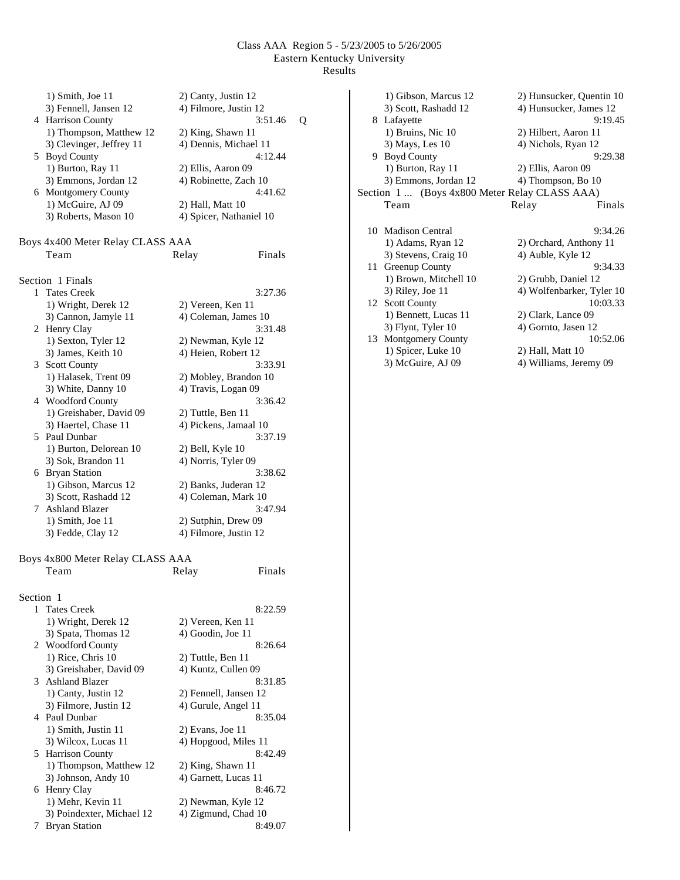Class AAA Region 5 - 5/23/2005 to 5/26/2005
Eastern Kentucky University
Results

1) Smith, Joe 11 — 2) Canty, Justin 12
3) Fennell, Jansen 12 — 4) Filmore, Justin 12

4 Harrison County — 3:51.46 Q
1) Thompson, Matthew 12 — 2) King, Shawn 11
3) Clevinger, Jeffrey 11 — 4) Dennis, Michael 11

5 Boyd County — 4:12.44
1) Burton, Ray 11 — 2) Ellis, Aaron 09
3) Emmons, Jordan 12 — 4) Robinette, Zach 10

6 Montgomery County — 4:41.62
1) McGuire, AJ 09 — 2) Hall, Matt 10
3) Roberts, Mason 10 — 4) Spicer, Nathaniel 10

## Boys 4x400 Meter Relay CLASS AAA

| Team | Relay | Finals |
|---|---|---|

### Section 1 Finals

1 Tates Creek — 3:27.36
1) Wright, Derek 12 — 2) Vereen, Ken 11
3) Cannon, Jamyle 11 — 4) Coleman, James 10

2 Henry Clay — 3:31.48
1) Sexton, Tyler 12 — 2) Newman, Kyle 12
3) James, Keith 10 — 4) Heien, Robert 12

3 Scott County — 3:33.91
1) Halasek, Trent 09 — 2) Mobley, Brandon 10
3) White, Danny 10 — 4) Travis, Logan 09

4 Woodford County — 3:36.42
1) Greishaber, David 09 — 2) Tuttle, Ben 11
3) Haertel, Chase 11 — 4) Pickens, Jamaal 10

5 Paul Dunbar — 3:37.19
1) Burton, Delorean 10 — 2) Bell, Kyle 10
3) Sok, Brandon 11 — 4) Norris, Tyler 09

6 Bryan Station — 3:38.62
1) Gibson, Marcus 12 — 2) Banks, Juderan 12
3) Scott, Rashadd 12 — 4) Coleman, Mark 10

7 Ashland Blazer — 3:47.94
1) Smith, Joe 11 — 2) Sutphin, Drew 09
3) Fedde, Clay 12 — 4) Filmore, Justin 12

## Boys 4x800 Meter Relay CLASS AAA

| Team | Relay | Finals |
|---|---|---|

### Section 1

1 Tates Creek — 8:22.59
1) Wright, Derek 12 — 2) Vereen, Ken 11
3) Spata, Thomas 12 — 4) Goodin, Joe 11

2 Woodford County — 8:26.64
1) Rice, Chris 10 — 2) Tuttle, Ben 11
3) Greishaber, David 09 — 4) Kuntz, Cullen 09

3 Ashland Blazer — 8:31.85
1) Canty, Justin 12 — 2) Fennell, Jansen 12
3) Filmore, Justin 12 — 4) Gurule, Angel 11

4 Paul Dunbar — 8:35.04
1) Smith, Justin 11 — 2) Evans, Joe 11
3) Wilcox, Lucas 11 — 4) Hopgood, Miles 11

5 Harrison County — 8:42.49
1) Thompson, Matthew 12 — 2) King, Shawn 11
3) Johnson, Andy 10 — 4) Garnett, Lucas 11

6 Henry Clay — 8:46.72
1) Mehr, Kevin 11 — 2) Newman, Kyle 12
3) Poindexter, Michael 12 — 4) Zigmund, Chad 10

7 Bryan Station — 8:49.07
1) Gibson, Marcus 12 — 2) Hunsucker, Quentin 10
3) Scott, Rashadd 12 — 4) Hunsucker, James 12

8 Lafayette — 9:19.45
1) Bruins, Nic 10 — 2) Hilbert, Aaron 11
3) Mays, Les 10 — 4) Nichols, Ryan 12

9 Boyd County — 9:29.38
1) Burton, Ray 11 — 2) Ellis, Aaron 09
3) Emmons, Jordan 12 — 4) Thompson, Bo 10

### Section 1 ... (Boys 4x800 Meter Relay CLASS AAA)

| Team | Relay | Finals |
|---|---|---|

10 Madison Central — 9:34.26
1) Adams, Ryan 12 — 2) Orchard, Anthony 11
3) Stevens, Craig 10 — 4) Auble, Kyle 12

11 Greenup County — 9:34.33
1) Brown, Mitchell 10 — 2) Grubb, Daniel 12
3) Riley, Joe 11 — 4) Wolfenbarker, Tyler 10

12 Scott County — 10:03.33
1) Bennett, Lucas 11 — 2) Clark, Lance 09
3) Flynt, Tyler 10 — 4) Gornto, Jasen 12

13 Montgomery County — 10:52.06
1) Spicer, Luke 10 — 2) Hall, Matt 10
3) McGuire, AJ 09 — 4) Williams, Jeremy 09